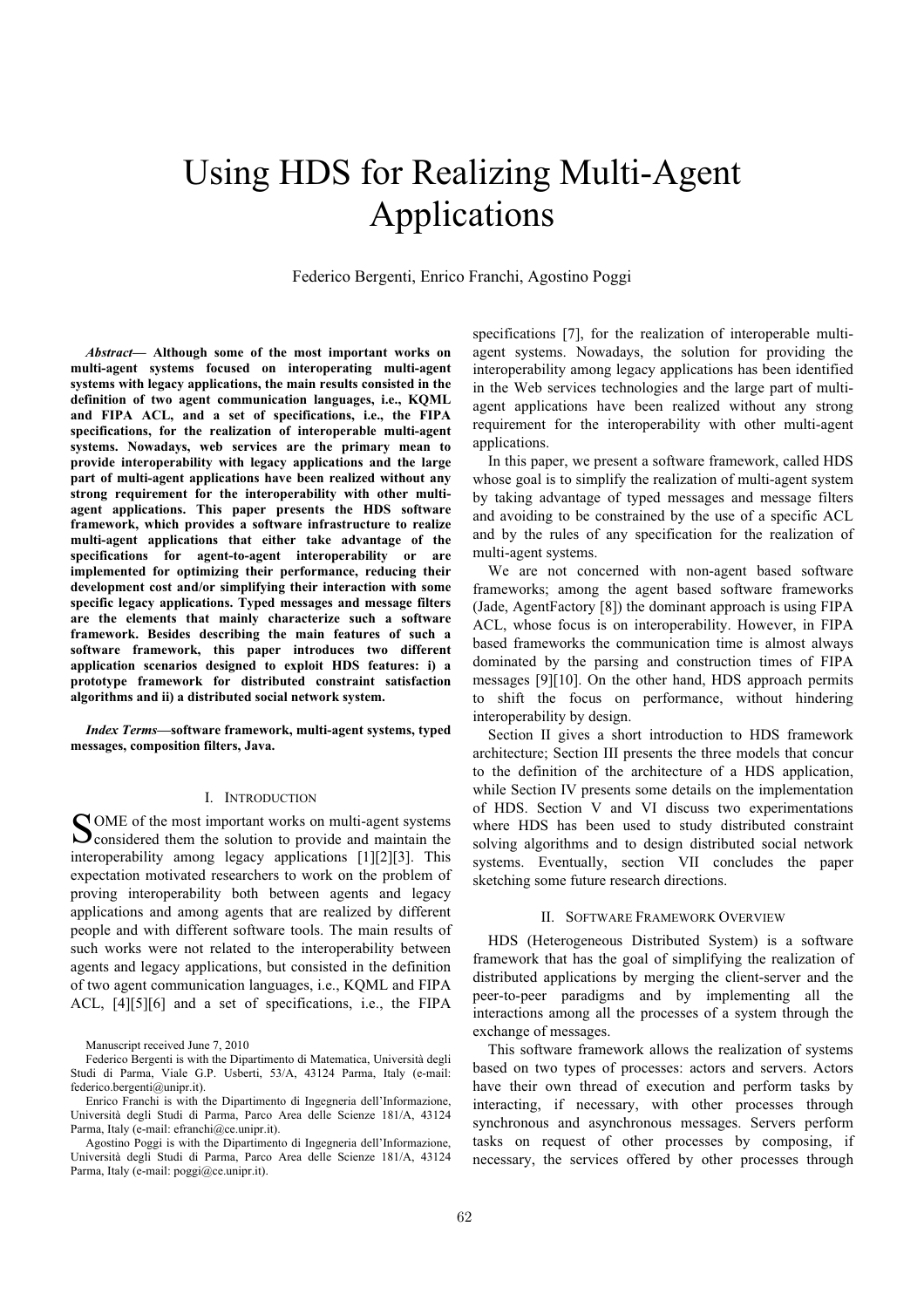# Using HDS for Realizing Multi-Agent Applications

Federico Bergenti, Enrico Franchi, Agostino Poggi

***Abstract*— Although some of the most important works on multi-agent systems focused on interoperating multi-agent systems with legacy applications, the main results consisted in the definition of two agent communication languages, i.e., KQML and FIPA ACL, and a set of specifications, i.e., the FIPA specifications, for the realization of interoperable multi-agent systems. Nowadays, web services are the primary mean to provide interoperability with legacy applications and the large part of multi-agent applications have been realized without any strong requirement for the interoperability with other multi-agent applications. This paper presents the HDS software framework, which provides a software infrastructure to realize multi-agent applications that either take advantage of the specifications for agent-to-agent interoperability or are implemented for optimizing their performance, reducing their development cost and/or simplifying their interaction with some specific legacy applications. Typed messages and message filters are the elements that mainly characterize such a software framework. Besides describing the main features of such a software framework, this paper introduces two different application scenarios designed to exploit HDS features: i) a prototype framework for distributed constraint satisfaction algorithms and ii) a distributed social network system.**

***Index Terms*—software framework, multi-agent systems, typed messages, composition filters, Java.**

## I. Introduction

Some of the most important works on multi-agent systems considered them the solution to provide and maintain the interoperability among legacy applications [1][2][3]. This expectation motivated researchers to work on the problem of proving interoperability both between agents and legacy applications and among agents that are realized by different people and with different software tools. The main results of such works were not related to the interoperability between agents and legacy applications, but consisted in the definition of two agent communication languages, i.e., KQML and FIPA ACL, [4][5][6] and a set of specifications, i.e., the FIPA specifications [7], for the realization of interoperable multi-agent systems. Nowadays, the solution for providing the interoperability among legacy applications has been identified in the Web services technologies and the large part of multi-agent applications have been realized without any strong requirement for the interoperability with other multi-agent applications.

In this paper, we present a software framework, called HDS whose goal is to simplify the realization of multi-agent system by taking advantage of typed messages and message filters and avoiding to be constrained by the use of a specific ACL and by the rules of any specification for the realization of multi-agent systems.

We are not concerned with non-agent based software frameworks; among the agent based software frameworks (Jade, AgentFactory [8]) the dominant approach is using FIPA ACL, whose focus is on interoperability. However, in FIPA based frameworks the communication time is almost always dominated by the parsing and construction times of FIPA messages [9][10]. On the other hand, HDS approach permits to shift the focus on performance, without hindering interoperability by design.

Section II gives a short introduction to HDS framework architecture; Section III presents the three models that concur to the definition of the architecture of a HDS application, while Section IV presents some details on the implementation of HDS. Section V and VI discuss two experimentations where HDS has been used to study distributed constraint solving algorithms and to design distributed social network systems. Eventually, section VII concludes the paper sketching some future research directions.

## II. Software Framework Overview

HDS (Heterogeneous Distributed System) is a software framework that has the goal of simplifying the realization of distributed applications by merging the client-server and the peer-to-peer paradigms and by implementing all the interactions among all the processes of a system through the exchange of messages.

This software framework allows the realization of systems based on two types of processes: actors and servers. Actors have their own thread of execution and perform tasks by interacting, if necessary, with other processes through synchronous and asynchronous messages. Servers perform tasks on request of other processes by composing, if necessary, the services offered by other processes through

Manuscript received June 7, 2010

Federico Bergenti is with the Dipartimento di Matematica, Università degli Studi di Parma, Viale G.P. Usberti, 53/A, 43124 Parma, Italy (e-mail: federico.bergenti@unipr.it).

Enrico Franchi is with the Dipartimento di Ingegneria dell'Informazione, Università degli Studi di Parma, Parco Area delle Scienze 181/A, 43124 Parma, Italy (e-mail: efranchi@ce.unipr.it).

Agostino Poggi is with the Dipartimento di Ingegneria dell'Informazione, Università degli Studi di Parma, Parco Area delle Scienze 181/A, 43124 Parma, Italy (e-mail: poggi@ce.unipr.it).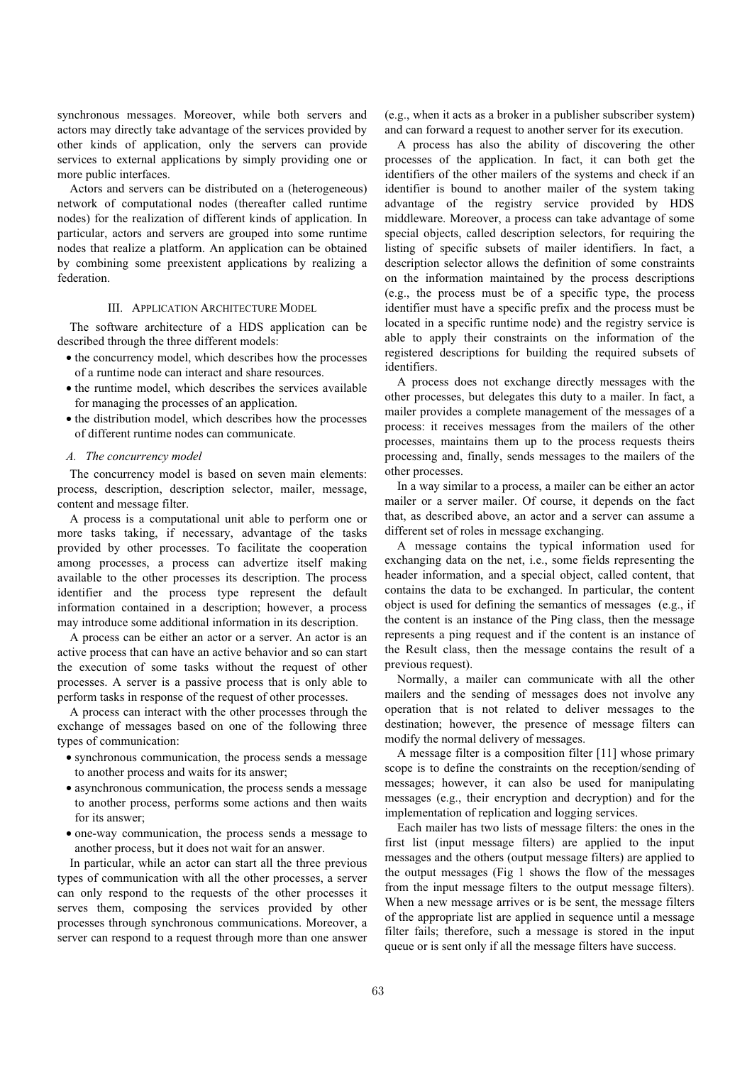synchronous messages. Moreover, while both servers and actors may directly take advantage of the services provided by other kinds of application, only the servers can provide services to external applications by simply providing one or more public interfaces.

Actors and servers can be distributed on a (heterogeneous) network of computational nodes (thereafter called runtime nodes) for the realization of different kinds of application. In particular, actors and servers are grouped into some runtime nodes that realize a platform. An application can be obtained by combining some preexistent applications by realizing a federation.

## III. Application Architecture Model

The software architecture of a HDS application can be described through the three different models:

- the concurrency model, which describes how the processes of a runtime node can interact and share resources.
- the runtime model, which describes the services available for managing the processes of an application.
- the distribution model, which describes how the processes of different runtime nodes can communicate.

### *A. The concurrency model*

The concurrency model is based on seven main elements: process, description, description selector, mailer, message, content and message filter.

A process is a computational unit able to perform one or more tasks taking, if necessary, advantage of the tasks provided by other processes. To facilitate the cooperation among processes, a process can advertize itself making available to the other processes its description. The process identifier and the process type represent the default information contained in a description; however, a process may introduce some additional information in its description.

A process can be either an actor or a server. An actor is an active process that can have an active behavior and so can start the execution of some tasks without the request of other processes. A server is a passive process that is only able to perform tasks in response of the request of other processes.

A process can interact with the other processes through the exchange of messages based on one of the following three types of communication:

- synchronous communication, the process sends a message to another process and waits for its answer;
- asynchronous communication, the process sends a message to another process, performs some actions and then waits for its answer;
- one-way communication, the process sends a message to another process, but it does not wait for an answer.

In particular, while an actor can start all the three previous types of communication with all the other processes, a server can only respond to the requests of the other processes it serves them, composing the services provided by other processes through synchronous communications. Moreover, a server can respond to a request through more than one answer (e.g., when it acts as a broker in a publisher subscriber system) and can forward a request to another server for its execution.

A process has also the ability of discovering the other processes of the application. In fact, it can both get the identifiers of the other mailers of the systems and check if an identifier is bound to another mailer of the system taking advantage of the registry service provided by HDS middleware. Moreover, a process can take advantage of some special objects, called description selectors, for requiring the listing of specific subsets of mailer identifiers. In fact, a description selector allows the definition of some constraints on the information maintained by the process descriptions (e.g., the process must be of a specific type, the process identifier must have a specific prefix and the process must be located in a specific runtime node) and the registry service is able to apply their constraints on the information of the registered descriptions for building the required subsets of identifiers.

A process does not exchange directly messages with the other processes, but delegates this duty to a mailer. In fact, a mailer provides a complete management of the messages of a process: it receives messages from the mailers of the other processes, maintains them up to the process requests theirs processing and, finally, sends messages to the mailers of the other processes.

In a way similar to a process, a mailer can be either an actor mailer or a server mailer. Of course, it depends on the fact that, as described above, an actor and a server can assume a different set of roles in message exchanging.

A message contains the typical information used for exchanging data on the net, i.e., some fields representing the header information, and a special object, called content, that contains the data to be exchanged. In particular, the content object is used for defining the semantics of messages (e.g., if the content is an instance of the Ping class, then the message represents a ping request and if the content is an instance of the Result class, then the message contains the result of a previous request).

Normally, a mailer can communicate with all the other mailers and the sending of messages does not involve any operation that is not related to deliver messages to the destination; however, the presence of message filters can modify the normal delivery of messages.

A message filter is a composition filter [11] whose primary scope is to define the constraints on the reception/sending of messages; however, it can also be used for manipulating messages (e.g., their encryption and decryption) and for the implementation of replication and logging services.

Each mailer has two lists of message filters: the ones in the first list (input message filters) are applied to the input messages and the others (output message filters) are applied to the output messages (Fig 1 shows the flow of the messages from the input message filters to the output message filters). When a new message arrives or is be sent, the message filters of the appropriate list are applied in sequence until a message filter fails; therefore, such a message is stored in the input queue or is sent only if all the message filters have success.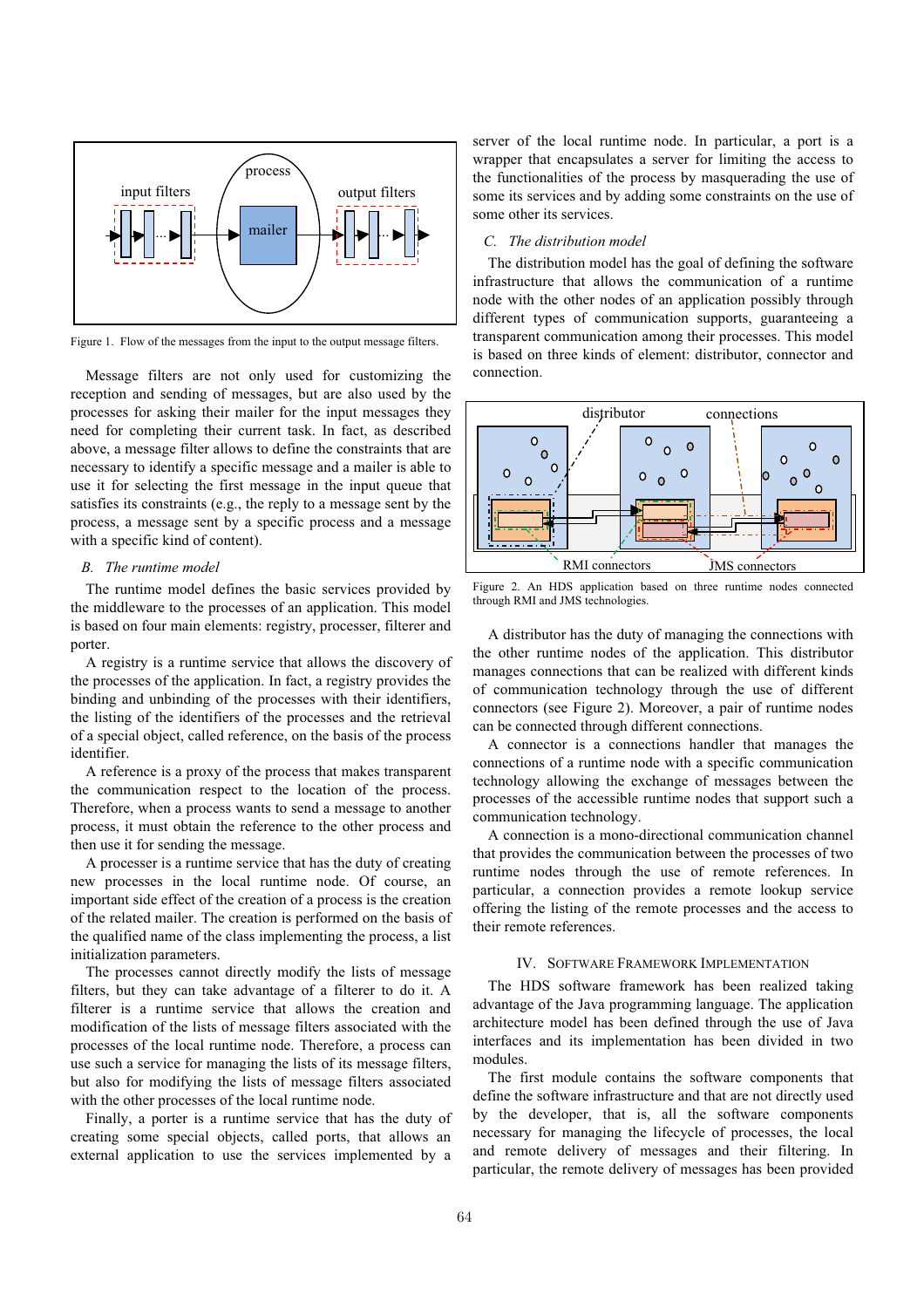Figure 1. Flow of the messages from the input to the output message filters.

Message filters are not only used for customizing the reception and sending of messages, but are also used by the processes for asking their mailer for the input messages they need for completing their current task. In fact, as described above, a message filter allows to define the constraints that are necessary to identify a specific message and a mailer is able to use it for selecting the first message in the input queue that satisfies its constraints (e.g., the reply to a message sent by the process, a message sent by a specific process and a message with a specific kind of content).

### B. The runtime model

The runtime model defines the basic services provided by the middleware to the processes of an application. This model is based on four main elements: registry, processer, filterer and porter.

A registry is a runtime service that allows the discovery of the processes of the application. In fact, a registry provides the binding and unbinding of the processes with their identifiers, the listing of the identifiers of the processes and the retrieval of a special object, called reference, on the basis of the process identifier.

A reference is a proxy of the process that makes transparent the communication respect to the location of the process. Therefore, when a process wants to send a message to another process, it must obtain the reference to the other process and then use it for sending the message.

A processer is a runtime service that has the duty of creating new processes in the local runtime node. Of course, an important side effect of the creation of a process is the creation of the related mailer. The creation is performed on the basis of the qualified name of the class implementing the process, a list initialization parameters.

The processes cannot directly modify the lists of message filters, but they can take advantage of a filterer to do it. A filterer is a runtime service that allows the creation and modification of the lists of message filters associated with the processes of the local runtime node. Therefore, a process can use such a service for managing the lists of its message filters, but also for modifying the lists of message filters associated with the other processes of the local runtime node.

Finally, a porter is a runtime service that has the duty of creating some special objects, called ports, that allows an external application to use the services implemented by a server of the local runtime node. In particular, a port is a wrapper that encapsulates a server for limiting the access to the functionalities of the process by masquerading the use of some its services and by adding some constraints on the use of some other its services.

### C. The distribution model

The distribution model has the goal of defining the software infrastructure that allows the communication of a runtime node with the other nodes of an application possibly through different types of communication supports, guaranteeing a transparent communication among their processes. This model is based on three kinds of element: distributor, connector and connection.

Figure 2. An HDS application based on three runtime nodes connected through RMI and JMS technologies.

A distributor has the duty of managing the connections with the other runtime nodes of the application. This distributor manages connections that can be realized with different kinds of communication technology through the use of different connectors (see Figure 2). Moreover, a pair of runtime nodes can be connected through different connections.

A connector is a connections handler that manages the connections of a runtime node with a specific communication technology allowing the exchange of messages between the processes of the accessible runtime nodes that support such a communication technology.

A connection is a mono-directional communication channel that provides the communication between the processes of two runtime nodes through the use of remote references. In particular, a connection provides a remote lookup service offering the listing of the remote processes and the access to their remote references.

## IV. Software Framework Implementation

The HDS software framework has been realized taking advantage of the Java programming language. The application architecture model has been defined through the use of Java interfaces and its implementation has been divided in two modules.

The first module contains the software components that define the software infrastructure and that are not directly used by the developer, that is, all the software components necessary for managing the lifecycle of processes, the local and remote delivery of messages and their filtering. In particular, the remote delivery of messages has been provided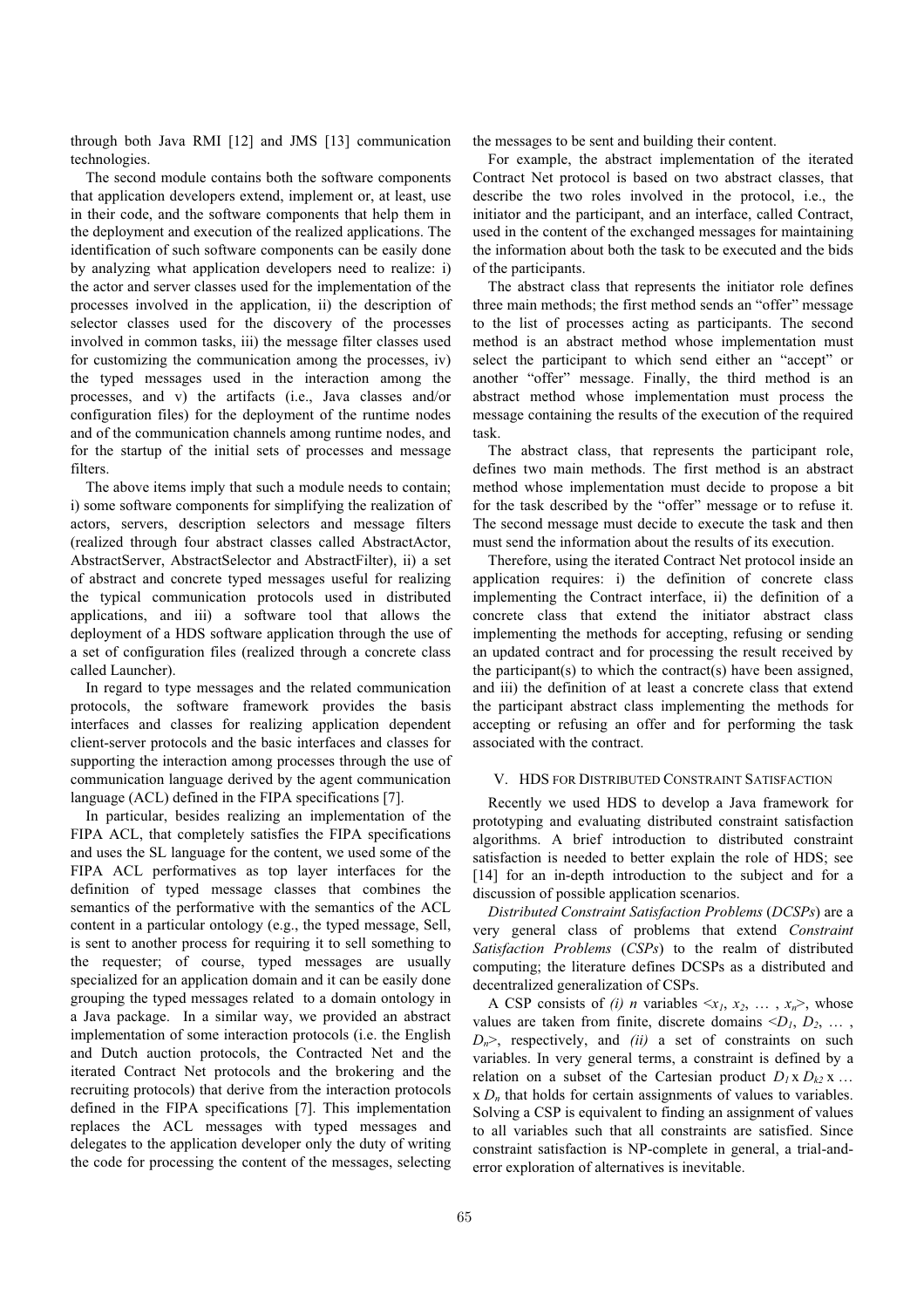through both Java RMI [12] and JMS [13] communication technologies.

The second module contains both the software components that application developers extend, implement or, at least, use in their code, and the software components that help them in the deployment and execution of the realized applications. The identification of such software components can be easily done by analyzing what application developers need to realize: i) the actor and server classes used for the implementation of the processes involved in the application, ii) the description of selector classes used for the discovery of the processes involved in common tasks, iii) the message filter classes used for customizing the communication among the processes, iv) the typed messages used in the interaction among the processes, and v) the artifacts (i.e., Java classes and/or configuration files) for the deployment of the runtime nodes and of the communication channels among runtime nodes, and for the startup of the initial sets of processes and message filters.

The above items imply that such a module needs to contain; i) some software components for simplifying the realization of actors, servers, description selectors and message filters (realized through four abstract classes called AbstractActor, AbstractServer, AbstractSelector and AbstractFilter), ii) a set of abstract and concrete typed messages useful for realizing the typical communication protocols used in distributed applications, and iii) a software tool that allows the deployment of a HDS software application through the use of a set of configuration files (realized through a concrete class called Launcher).

In regard to type messages and the related communication protocols, the software framework provides the basis interfaces and classes for realizing application dependent client-server protocols and the basic interfaces and classes for supporting the interaction among processes through the use of communication language derived by the agent communication language (ACL) defined in the FIPA specifications [7].

In particular, besides realizing an implementation of the FIPA ACL, that completely satisfies the FIPA specifications and uses the SL language for the content, we used some of the FIPA ACL performatives as top layer interfaces for the definition of typed message classes that combines the semantics of the performative with the semantics of the ACL content in a particular ontology (e.g., the typed message, Sell, is sent to another process for requiring it to sell something to the requester; of course, typed messages are usually specialized for an application domain and it can be easily done grouping the typed messages related to a domain ontology in a Java package. In a similar way, we provided an abstract implementation of some interaction protocols (i.e. the English and Dutch auction protocols, the Contracted Net and the iterated Contract Net protocols and the brokering and the recruiting protocols) that derive from the interaction protocols defined in the FIPA specifications [7]. This implementation replaces the ACL messages with typed messages and delegates to the application developer only the duty of writing the code for processing the content of the messages, selecting the messages to be sent and building their content.

For example, the abstract implementation of the iterated Contract Net protocol is based on two abstract classes, that describe the two roles involved in the protocol, i.e., the initiator and the participant, and an interface, called Contract, used in the content of the exchanged messages for maintaining the information about both the task to be executed and the bids of the participants.

The abstract class that represents the initiator role defines three main methods; the first method sends an "offer" message to the list of processes acting as participants. The second method is an abstract method whose implementation must select the participant to which send either an "accept" or another "offer" message. Finally, the third method is an abstract method whose implementation must process the message containing the results of the execution of the required task.

The abstract class, that represents the participant role, defines two main methods. The first method is an abstract method whose implementation must decide to propose a bit for the task described by the "offer" message or to refuse it. The second message must decide to execute the task and then must send the information about the results of its execution.

Therefore, using the iterated Contract Net protocol inside an application requires: i) the definition of concrete class implementing the Contract interface, ii) the definition of a concrete class that extend the initiator abstract class implementing the methods for accepting, refusing or sending an updated contract and for processing the result received by the participant(s) to which the contract(s) have been assigned, and iii) the definition of at least a concrete class that extend the participant abstract class implementing the methods for accepting or refusing an offer and for performing the task associated with the contract.

## V. HDS for Distributed Constraint Satisfaction

Recently we used HDS to develop a Java framework for prototyping and evaluating distributed constraint satisfaction algorithms. A brief introduction to distributed constraint satisfaction is needed to better explain the role of HDS; see [14] for an in-depth introduction to the subject and for a discussion of possible application scenarios.

*Distributed Constraint Satisfaction Problems* (*DCSPs*) are a very general class of problems that extend *Constraint Satisfaction Problems* (*CSPs*) to the realm of distributed computing; the literature defines DCSPs as a distributed and decentralized generalization of CSPs.

A CSP consists of *(i)* $n$ variables $<x_1, x_2, \ldots, x_n>$, whose values are taken from finite, discrete domains $<D_1, D_2, \ldots, D_n>$, respectively, and *(ii)* a set of constraints on such variables. In very general terms, a constraint is defined by a relation on a subset of the Cartesian product $D_1 \times D_{k2} \times \ldots \times D_n$ that holds for certain assignments of values to variables. Solving a CSP is equivalent to finding an assignment of values to all variables such that all constraints are satisfied. Since constraint satisfaction is NP-complete in general, a trial-and-error exploration of alternatives is inevitable.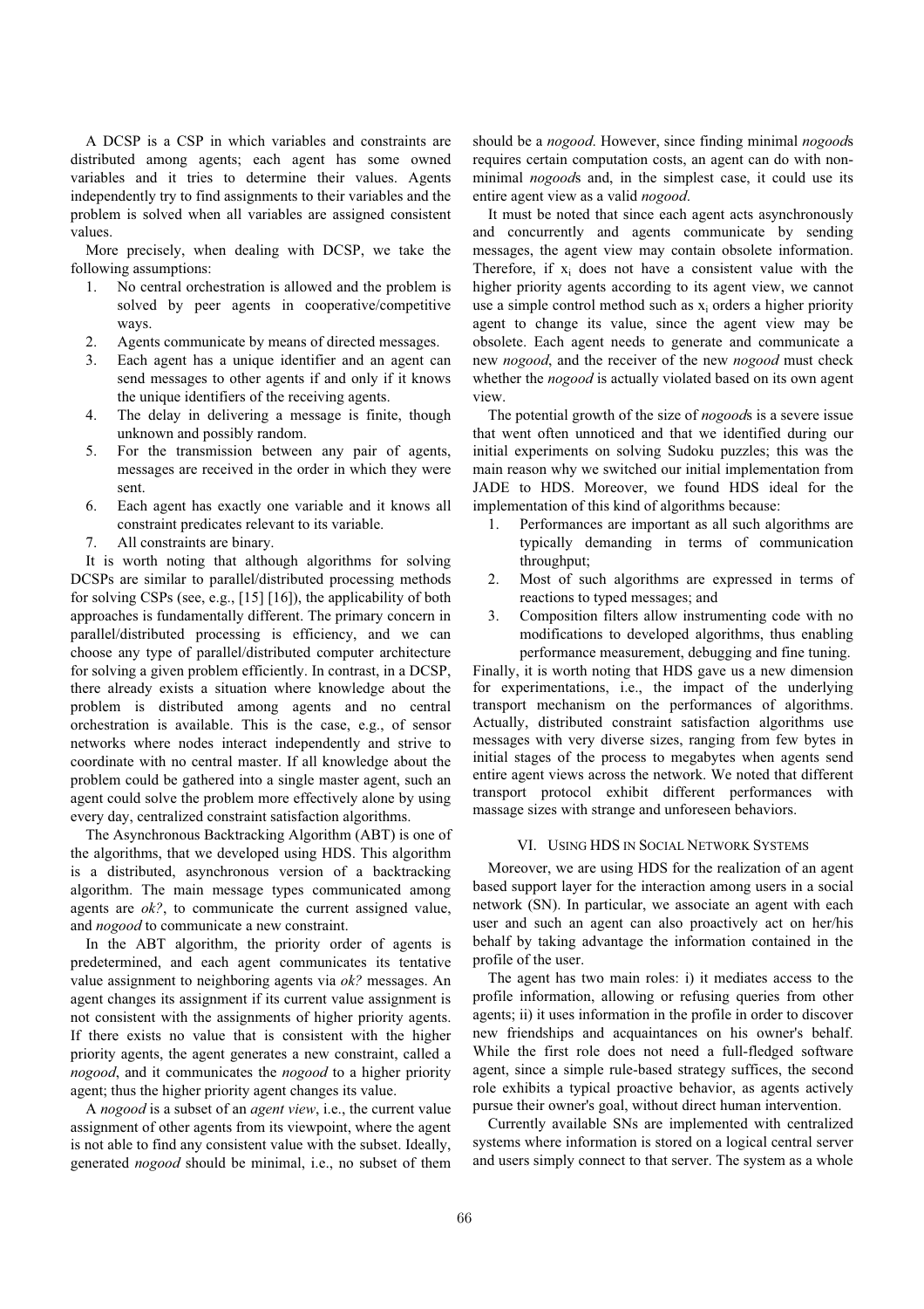A DCSP is a CSP in which variables and constraints are distributed among agents; each agent has some owned variables and it tries to determine their values. Agents independently try to find assignments to their variables and the problem is solved when all variables are assigned consistent values.

More precisely, when dealing with DCSP, we take the following assumptions:

1. No central orchestration is allowed and the problem is solved by peer agents in cooperative/competitive ways.
2. Agents communicate by means of directed messages.
3. Each agent has a unique identifier and an agent can send messages to other agents if and only if it knows the unique identifiers of the receiving agents.
4. The delay in delivering a message is finite, though unknown and possibly random.
5. For the transmission between any pair of agents, messages are received in the order in which they were sent.
6. Each agent has exactly one variable and it knows all constraint predicates relevant to its variable.
7. All constraints are binary.

It is worth noting that although algorithms for solving DCSPs are similar to parallel/distributed processing methods for solving CSPs (see, e.g., [15] [16]), the applicability of both approaches is fundamentally different. The primary concern in parallel/distributed processing is efficiency, and we can choose any type of parallel/distributed computer architecture for solving a given problem efficiently. In contrast, in a DCSP, there already exists a situation where knowledge about the problem is distributed among agents and no central orchestration is available. This is the case, e.g., of sensor networks where nodes interact independently and strive to coordinate with no central master. If all knowledge about the problem could be gathered into a single master agent, such an agent could solve the problem more effectively alone by using every day, centralized constraint satisfaction algorithms.

The Asynchronous Backtracking Algorithm (ABT) is one of the algorithms, that we developed using HDS. This algorithm is a distributed, asynchronous version of a backtracking algorithm. The main message types communicated among agents are *ok?*, to communicate the current assigned value, and *nogood* to communicate a new constraint.

In the ABT algorithm, the priority order of agents is predetermined, and each agent communicates its tentative value assignment to neighboring agents via *ok?* messages. An agent changes its assignment if its current value assignment is not consistent with the assignments of higher priority agents. If there exists no value that is consistent with the higher priority agents, the agent generates a new constraint, called a *nogood*, and it communicates the *nogood* to a higher priority agent; thus the higher priority agent changes its value.

A *nogood* is a subset of an *agent view*, i.e., the current value assignment of other agents from its viewpoint, where the agent is not able to find any consistent value with the subset. Ideally, generated *nogood* should be minimal, i.e., no subset of them should be a *nogood*. However, since finding minimal *nogood*s requires certain computation costs, an agent can do with non-minimal *nogood*s and, in the simplest case, it could use its entire agent view as a valid *nogood*.

It must be noted that since each agent acts asynchronously and concurrently and agents communicate by sending messages, the agent view may contain obsolete information. Therefore, if $x_i$ does not have a consistent value with the higher priority agents according to its agent view, we cannot use a simple control method such as $x_i$ orders a higher priority agent to change its value, since the agent view may be obsolete. Each agent needs to generate and communicate a new *nogood*, and the receiver of the new *nogood* must check whether the *nogood* is actually violated based on its own agent view.

The potential growth of the size of *nogood*s is a severe issue that went often unnoticed and that we identified during our initial experiments on solving Sudoku puzzles; this was the main reason why we switched our initial implementation from JADE to HDS. Moreover, we found HDS ideal for the implementation of this kind of algorithms because:

1. Performances are important as all such algorithms are typically demanding in terms of communication throughput;
2. Most of such algorithms are expressed in terms of reactions to typed messages; and
3. Composition filters allow instrumenting code with no modifications to developed algorithms, thus enabling performance measurement, debugging and fine tuning.

Finally, it is worth noting that HDS gave us a new dimension for experimentations, i.e., the impact of the underlying transport mechanism on the performances of algorithms. Actually, distributed constraint satisfaction algorithms use messages with very diverse sizes, ranging from few bytes in initial stages of the process to megabytes when agents send entire agent views across the network. We noted that different transport protocol exhibit different performances with massage sizes with strange and unforeseen behaviors.

## VI. Using HDS in Social Network Systems

Moreover, we are using HDS for the realization of an agent based support layer for the interaction among users in a social network (SN). In particular, we associate an agent with each user and such an agent can also proactively act on her/his behalf by taking advantage the information contained in the profile of the user.

The agent has two main roles: i) it mediates access to the profile information, allowing or refusing queries from other agents; ii) it uses information in the profile in order to discover new friendships and acquaintances on his owner's behalf. While the first role does not need a full-fledged software agent, since a simple rule-based strategy suffices, the second role exhibits a typical proactive behavior, as agents actively pursue their owner's goal, without direct human intervention.

Currently available SNs are implemented with centralized systems where information is stored on a logical central server and users simply connect to that server. The system as a whole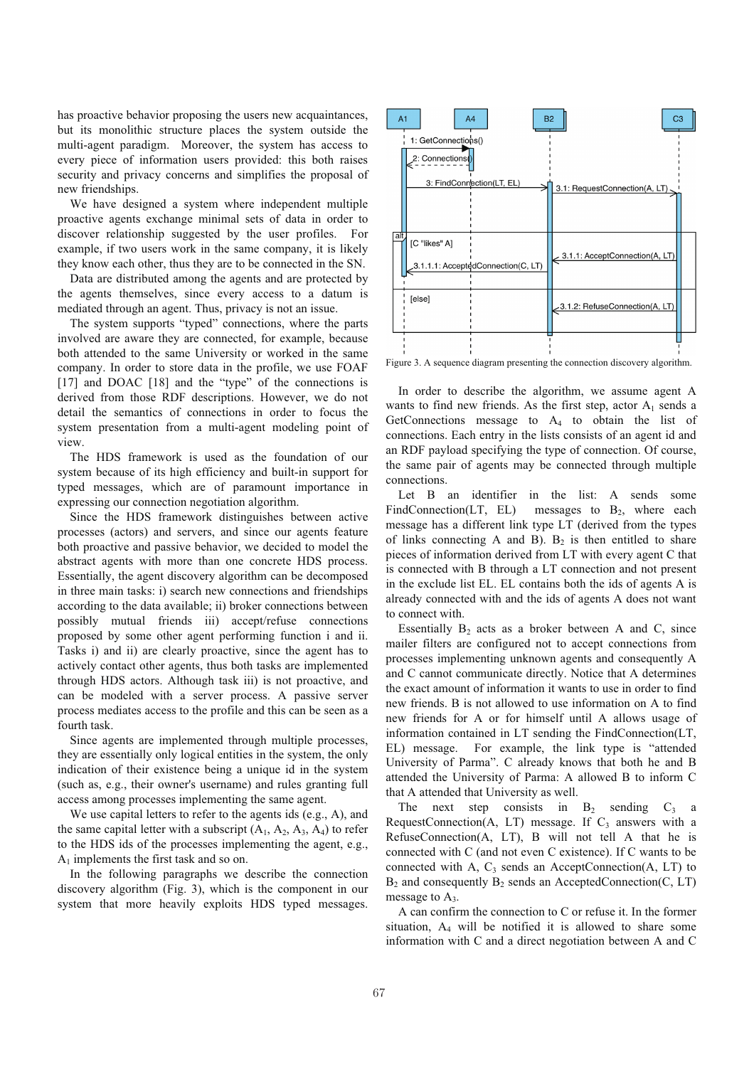has proactive behavior proposing the users new acquaintances, but its monolithic structure places the system outside the multi-agent paradigm. Moreover, the system has access to every piece of information users provided: this both raises security and privacy concerns and simplifies the proposal of new friendships.

We have designed a system where independent multiple proactive agents exchange minimal sets of data in order to discover relationship suggested by the user profiles. For example, if two users work in the same company, it is likely they know each other, thus they are to be connected in the SN.

Data are distributed among the agents and are protected by the agents themselves, since every access to a datum is mediated through an agent. Thus, privacy is not an issue.

The system supports "typed" connections, where the parts involved are aware they are connected, for example, because both attended to the same University or worked in the same company. In order to store data in the profile, we use FOAF [17] and DOAC [18] and the "type" of the connections is derived from those RDF descriptions. However, we do not detail the semantics of connections in order to focus the system presentation from a multi-agent modeling point of view.

The HDS framework is used as the foundation of our system because of its high efficiency and built-in support for typed messages, which are of paramount importance in expressing our connection negotiation algorithm.

Since the HDS framework distinguishes between active processes (actors) and servers, and since our agents feature both proactive and passive behavior, we decided to model the abstract agents with more than one concrete HDS process. Essentially, the agent discovery algorithm can be decomposed in three main tasks: i) search new connections and friendships according to the data available; ii) broker connections between possibly mutual friends iii) accept/refuse connections proposed by some other agent performing function i and ii. Tasks i) and ii) are clearly proactive, since the agent has to actively contact other agents, thus both tasks are implemented through HDS actors. Although task iii) is not proactive, and can be modeled with a server process. A passive server process mediates access to the profile and this can be seen as a fourth task.

Since agents are implemented through multiple processes, they are essentially only logical entities in the system, the only indication of their existence being a unique id in the system (such as, e.g., their owner's username) and rules granting full access among processes implementing the same agent.

We use capital letters to refer to the agents ids (e.g., A), and the same capital letter with a subscript ($A_1$, $A_2$, $A_3$, $A_4$) to refer to the HDS ids of the processes implementing the agent, e.g., $A_1$ implements the first task and so on.

In the following paragraphs we describe the connection discovery algorithm (Fig. 3), which is the component in our system that more heavily exploits HDS typed messages.

Figure 3. A sequence diagram presenting the connection discovery algorithm.

In order to describe the algorithm, we assume agent A wants to find new friends. As the first step, actor $A_1$ sends a GetConnections message to $A_4$ to obtain the list of connections. Each entry in the lists consists of an agent id and an RDF payload specifying the type of connection. Of course, the same pair of agents may be connected through multiple connections.

Let B an identifier in the list: A sends some FindConnection(LT, EL) messages to $B_2$, where each message has a different link type LT (derived from the types of links connecting A and B). $B_2$ is then entitled to share pieces of information derived from LT with every agent C that is connected with B through a LT connection and not present in the exclude list EL. EL contains both the ids of agents A is already connected with and the ids of agents A does not want to connect with.

Essentially $B_2$ acts as a broker between A and C, since mailer filters are configured not to accept connections from processes implementing unknown agents and consequently A and C cannot communicate directly. Notice that A determines the exact amount of information it wants to use in order to find new friends. B is not allowed to use information on A to find new friends for A or for himself until A allows usage of information contained in LT sending the FindConnection(LT, EL) message. For example, the link type is "attended University of Parma". C already knows that both he and B attended the University of Parma: A allowed B to inform C that A attended that University as well.

The next step consists in $B_2$ sending $C_3$ a RequestConnection(A, LT) message. If $C_3$ answers with a RefuseConnection(A, LT), B will not tell A that he is connected with C (and not even C existence). If C wants to be connected with A, $C_3$ sends an AcceptConnection(A, LT) to $B_2$ and consequently $B_2$ sends an AcceptedConnection(C, LT) message to $A_3$.

A can confirm the connection to C or refuse it. In the former situation, $A_4$ will be notified it is allowed to share some information with C and a direct negotiation between A and C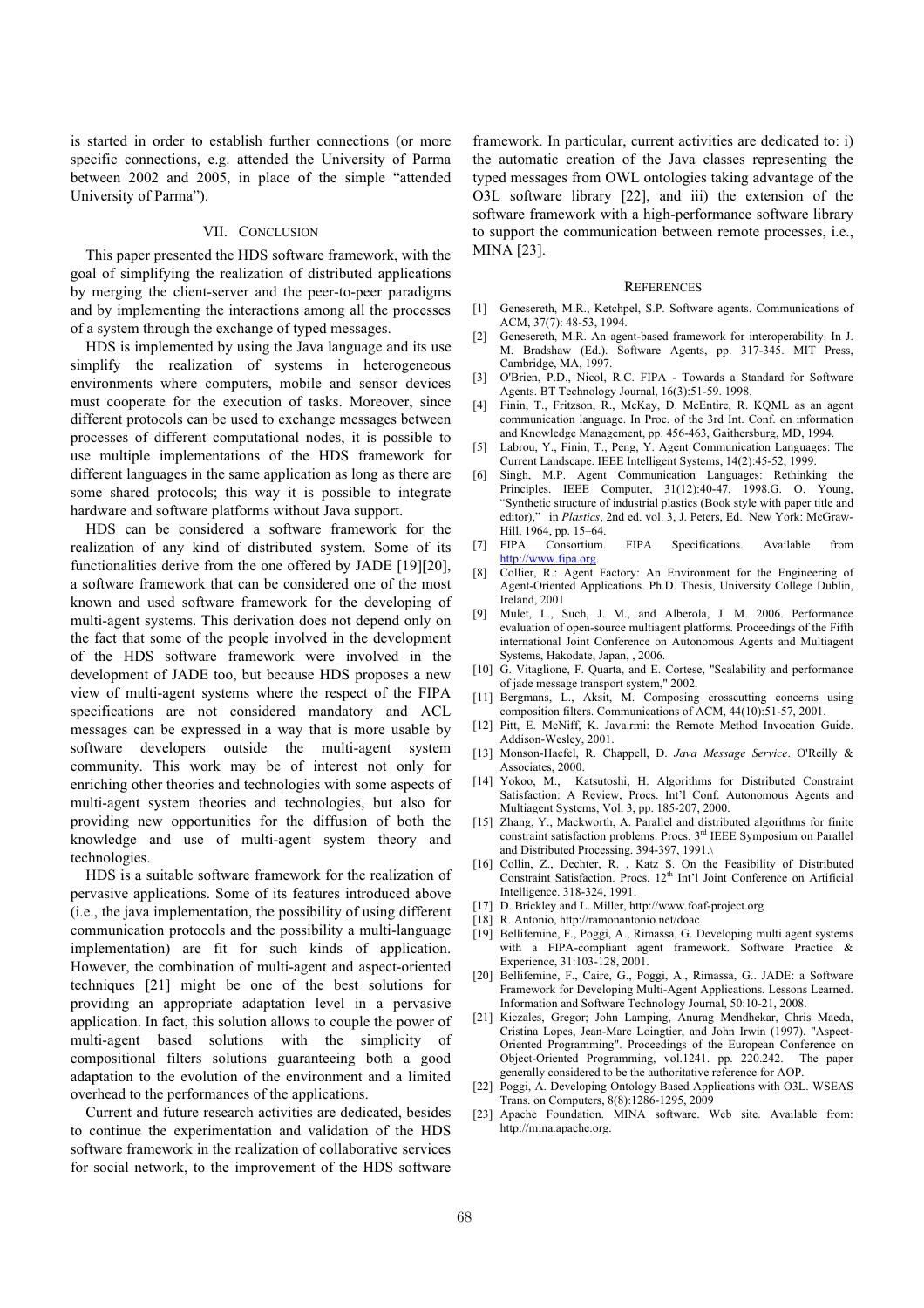is started in order to establish further connections (or more specific connections, e.g. attended the University of Parma between 2002 and 2005, in place of the simple "attended University of Parma").

## VII. CONCLUSION

This paper presented the HDS software framework, with the goal of simplifying the realization of distributed applications by merging the client-server and the peer-to-peer paradigms and by implementing the interactions among all the processes of a system through the exchange of typed messages.

HDS is implemented by using the Java language and its use simplify the realization of systems in heterogeneous environments where computers, mobile and sensor devices must cooperate for the execution of tasks. Moreover, since different protocols can be used to exchange messages between processes of different computational nodes, it is possible to use multiple implementations of the HDS framework for different languages in the same application as long as there are some shared protocols; this way it is possible to integrate hardware and software platforms without Java support.

HDS can be considered a software framework for the realization of any kind of distributed system. Some of its functionalities derive from the one offered by JADE [19][20], a software framework that can be considered one of the most known and used software framework for the developing of multi-agent systems. This derivation does not depend only on the fact that some of the people involved in the development of the HDS software framework were involved in the development of JADE too, but because HDS proposes a new view of multi-agent systems where the respect of the FIPA specifications are not considered mandatory and ACL messages can be expressed in a way that is more usable by software developers outside the multi-agent system community. This work may be of interest not only for enriching other theories and technologies with some aspects of multi-agent system theories and technologies, but also for providing new opportunities for the diffusion of both the knowledge and use of multi-agent system theory and technologies.

HDS is a suitable software framework for the realization of pervasive applications. Some of its features introduced above (i.e., the java implementation, the possibility of using different communication protocols and the possibility a multi-language implementation) are fit for such kinds of application. However, the combination of multi-agent and aspect-oriented techniques [21] might be one of the best solutions for providing an appropriate adaptation level in a pervasive application. In fact, this solution allows to couple the power of multi-agent based solutions with the simplicity of compositional filters solutions guaranteeing both a good adaptation to the evolution of the environment and a limited overhead to the performances of the applications.

Current and future research activities are dedicated, besides to continue the experimentation and validation of the HDS software framework in the realization of collaborative services for social network, to the improvement of the HDS software framework. In particular, current activities are dedicated to: i) the automatic creation of the Java classes representing the typed messages from OWL ontologies taking advantage of the O3L software library [22], and iii) the extension of the software framework with a high-performance software library to support the communication between remote processes, i.e., MINA [23].

## REFERENCES

[1] Genesereth, M.R., Ketchpel, S.P. Software agents. Communications of ACM, 37(7): 48-53, 1994.

[2] Genesereth, M.R. An agent-based framework for interoperability. In J. M. Bradshaw (Ed.). Software Agents, pp. 317-345. MIT Press, Cambridge, MA, 1997.

[3] O'Brien, P.D., Nicol, R.C. FIPA - Towards a Standard for Software Agents. BT Technology Journal, 16(3):51-59. 1998.

[4] Finin, T., Fritzson, R., McKay, D. McEntire, R. KQML as an agent communication language. In Proc. of the 3rd Int. Conf. on information and Knowledge Management, pp. 456-463, Gaithersburg, MD, 1994.

[5] Labrou, Y., Finin, T., Peng, Y. Agent Communication Languages: The Current Landscape. IEEE Intelligent Systems, 14(2):45-52, 1999.

[6] Singh, M.P. Agent Communication Languages: Rethinking the Principles. IEEE Computer, 31(12):40-47, 1998.G. O. Young, "Synthetic structure of industrial plastics (Book style with paper title and editor)," in *Plastics*, 2nd ed. vol. 3, J. Peters, Ed. New York: McGraw-Hill, 1964, pp. 15–64.

[7] FIPA Consortium. FIPA Specifications. Available from http://www.fipa.org.

[8] Collier, R.: Agent Factory: An Environment for the Engineering of Agent-Oriented Applications. Ph.D. Thesis, University College Dublin, Ireland, 2001

[9] Mulet, L., Such, J. M., and Alberola, J. M. 2006. Performance evaluation of open-source multiagent platforms. Proceedings of the Fifth international Joint Conference on Autonomous Agents and Multiagent Systems, Hakodate, Japan, , 2006.

[10] G. Vitaglione, F. Quarta, and E. Cortese, "Scalability and performance of jade message transport system," 2002.

[11] Bergmans, L., Aksit, M. Composing crosscutting concerns using composition filters. Communications of ACM, 44(10):51-57, 2001.

[12] Pitt, E. McNiff, K. Java.rmi: the Remote Method Invocation Guide. Addison-Wesley, 2001.

[13] Monson-Haefel, R. Chappell, D. *Java Message Service*. O'Reilly & Associates, 2000.

[14] Yokoo, M., Katsutoshi, H. Algorithms for Distributed Constraint Satisfaction: A Review, Procs. Int'l Conf. Autonomous Agents and Multiagent Systems, Vol. 3, pp. 185-207, 2000.

[15] Zhang, Y., Mackworth, A. Parallel and distributed algorithms for finite constraint satisfaction problems. Procs. 3rd IEEE Symposium on Parallel and Distributed Processing. 394-397, 1991.\

[16] Collin, Z., Dechter, R. , Katz S. On the Feasibility of Distributed Constraint Satisfaction. Procs. 12th Int'l Joint Conference on Artificial Intelligence. 318-324, 1991.

[17] D. Brickley and L. Miller, http://www.foaf-project.org

[18] R. Antonio, http://ramonantonio.net/doac

[19] Bellifemine, F., Poggi, A., Rimassa, G. Developing multi agent systems with a FIPA-compliant agent framework. Software Practice & Experience, 31:103-128, 2001.

[20] Bellifemine, F., Caire, G., Poggi, A., Rimassa, G.. JADE: a Software Framework for Developing Multi-Agent Applications. Lessons Learned. Information and Software Technology Journal, 50:10-21, 2008.

[21] Kiczales, Gregor; John Lamping, Anurag Mendhekar, Chris Maeda, Cristina Lopes, Jean-Marc Loingtier, and John Irwin (1997). "Aspect-Oriented Programming". Proceedings of the European Conference on Object-Oriented Programming, vol.1241. pp. 220.242. The paper generally considered to be the authoritative reference for AOP.

[22] Poggi, A. Developing Ontology Based Applications with O3L. WSEAS Trans. on Computers, 8(8):1286-1295, 2009

[23] Apache Foundation. MINA software. Web site. Available from: http://mina.apache.org.